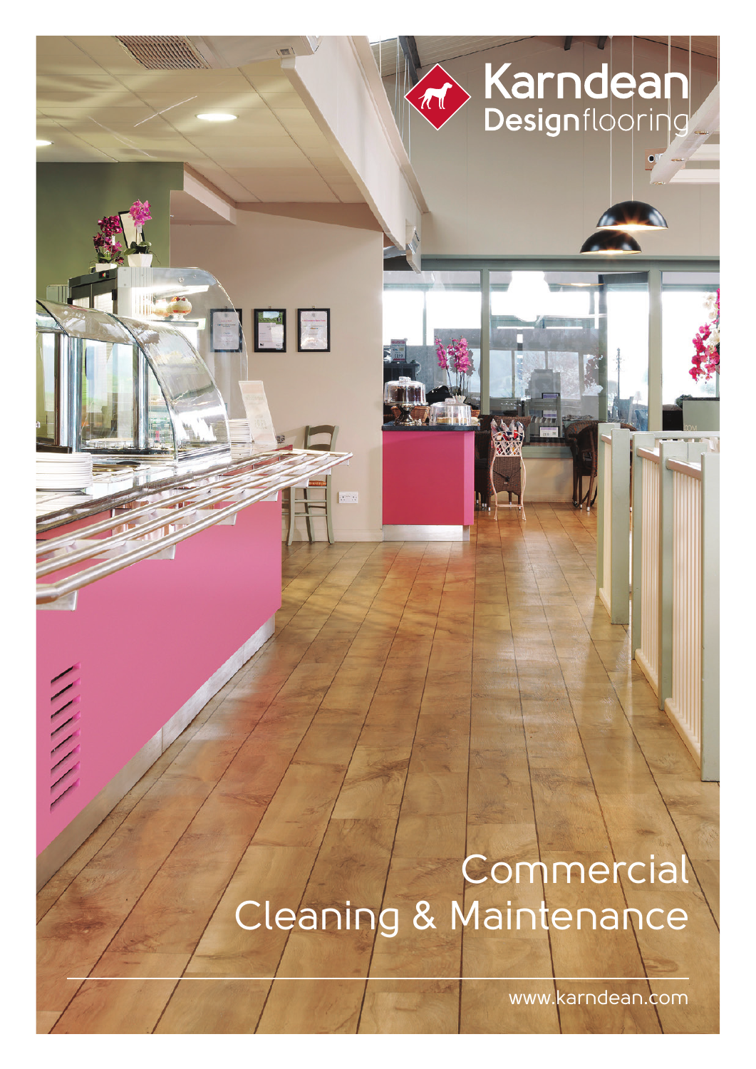Karndean Designflooring

# Commercial Cleaning & Maintenance

www.karndean.com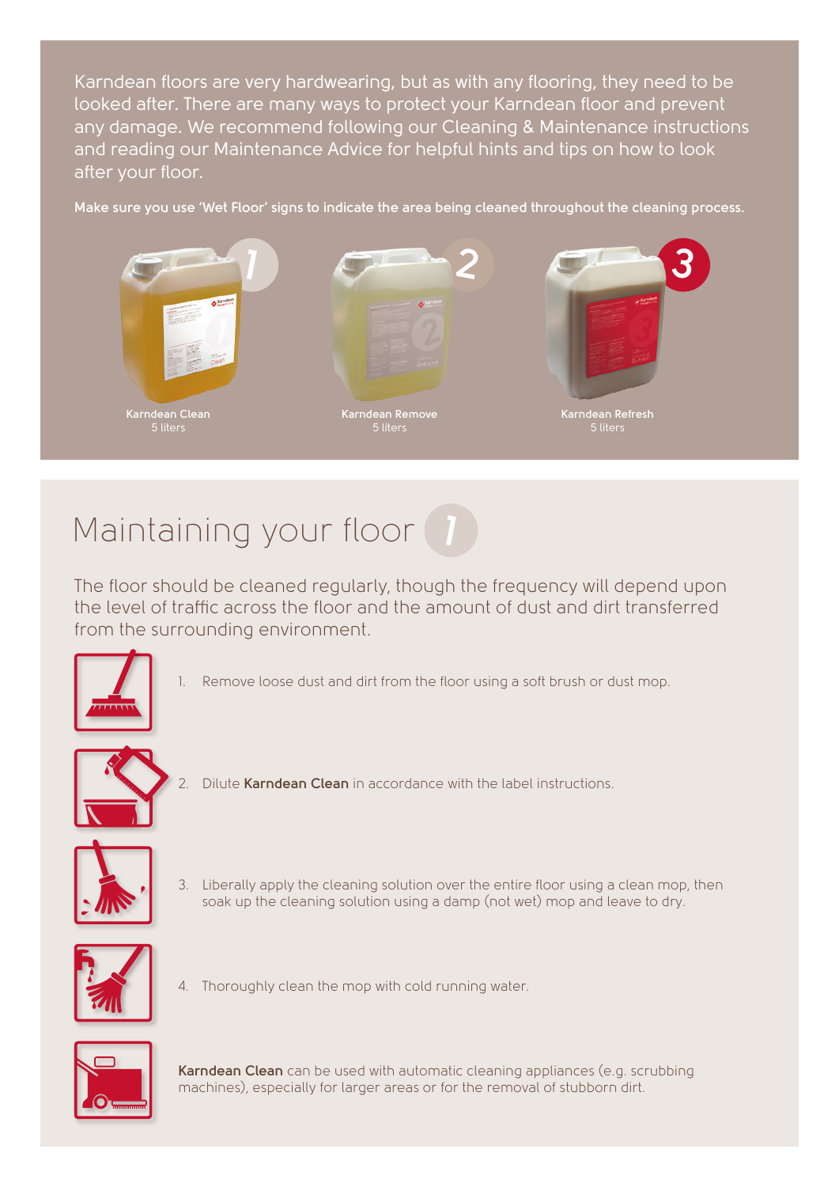Karndean floors are very hardwearing, but as with any flooring, they need to be looked after. There are many ways to protect your Karndean floor and prevent any damage. We recommend following our Cleaning & Maintenance instructions and reading our Maintenance Advice for helpful hints and tips on how to look after your floor.

**Make sure you use 'Wet Floor' signs to indicate the area being cleaned throughout the cleaning process.**

1 Karndean Clean
5 liters

2 Karndean Remove
5 liters

3 Karndean Refresh
5 liters

# Maintaining your floor 1

The floor should be cleaned regularly, though the frequency will depend upon the level of traffic across the floor and the amount of dust and dirt transferred from the surrounding environment.

1. Remove loose dust and dirt from the floor using a soft brush or dust mop.
2. Dilute **Karndean Clean** in accordance with the label instructions.
3. Liberally apply the cleaning solution over the entire floor using a clean mop, then soak up the cleaning solution using a damp (not wet) mop and leave to dry.
4. Thoroughly clean the mop with cold running water.

**Karndean Clean** can be used with automatic cleaning appliances (e.g. scrubbing machines), especially for larger areas or for the removal of stubborn dirt.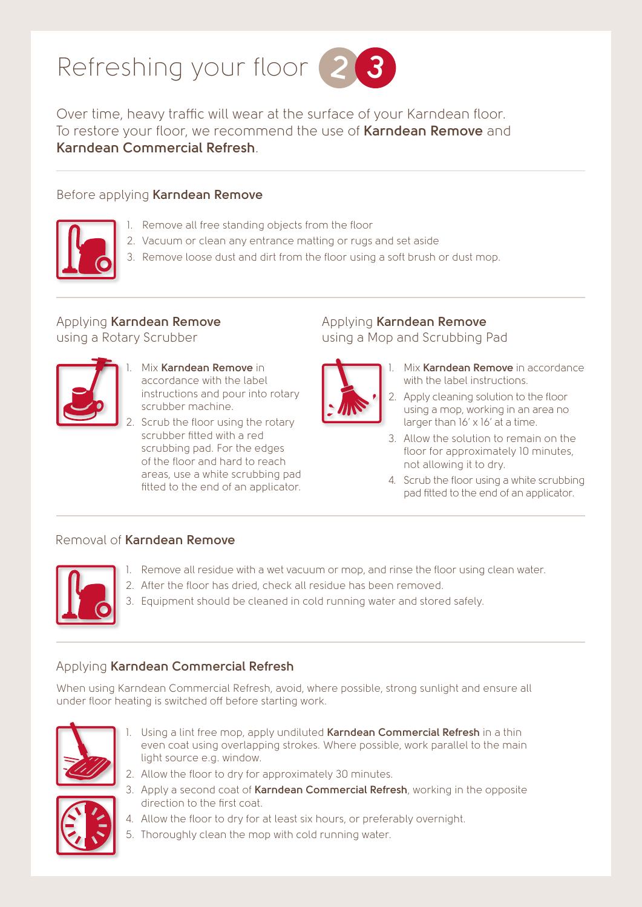# Refreshing your floor 2 3

Over time, heavy traffic will wear at the surface of your Karndean floor. To restore your floor, we recommend the use of **Karndean Remove** and **Karndean Commercial Refresh**.

## Before applying **Karndean Remove**

1. Remove all free standing objects from the floor
2. Vacuum or clean any entrance matting or rugs and set aside
3. Remove loose dust and dirt from the floor using a soft brush or dust mop.

## Applying **Karndean Remove** using a Rotary Scrubber

1. Mix **Karndean Remove** in accordance with the label instructions and pour into rotary scrubber machine.
2. Scrub the floor using the rotary scrubber fitted with a red scrubbing pad. For the edges of the floor and hard to reach areas, use a white scrubbing pad fitted to the end of an applicator.

## Applying **Karndean Remove** using a Mop and Scrubbing Pad

1. Mix **Karndean Remove** in accordance with the label instructions.
2. Apply cleaning solution to the floor using a mop, working in an area no larger than 16' x 16' at a time.
3. Allow the solution to remain on the floor for approximately 10 minutes, not allowing it to dry.
4. Scrub the floor using a white scrubbing pad fitted to the end of an applicator.

## Removal of **Karndean Remove**

1. Remove all residue with a wet vacuum or mop, and rinse the floor using clean water.
2. After the floor has dried, check all residue has been removed.
3. Equipment should be cleaned in cold running water and stored safely.

## Applying **Karndean Commercial Refresh**

When using Karndean Commercial Refresh, avoid, where possible, strong sunlight and ensure all under floor heating is switched off before starting work.

1. Using a lint free mop, apply undiluted **Karndean Commercial Refresh** in a thin even coat using overlapping strokes. Where possible, work parallel to the main light source e.g. window.
2. Allow the floor to dry for approximately 30 minutes.
3. Apply a second coat of **Karndean Commercial Refresh**, working in the opposite direction to the first coat.
4. Allow the floor to dry for at least six hours, or preferably overnight.
5. Thoroughly clean the mop with cold running water.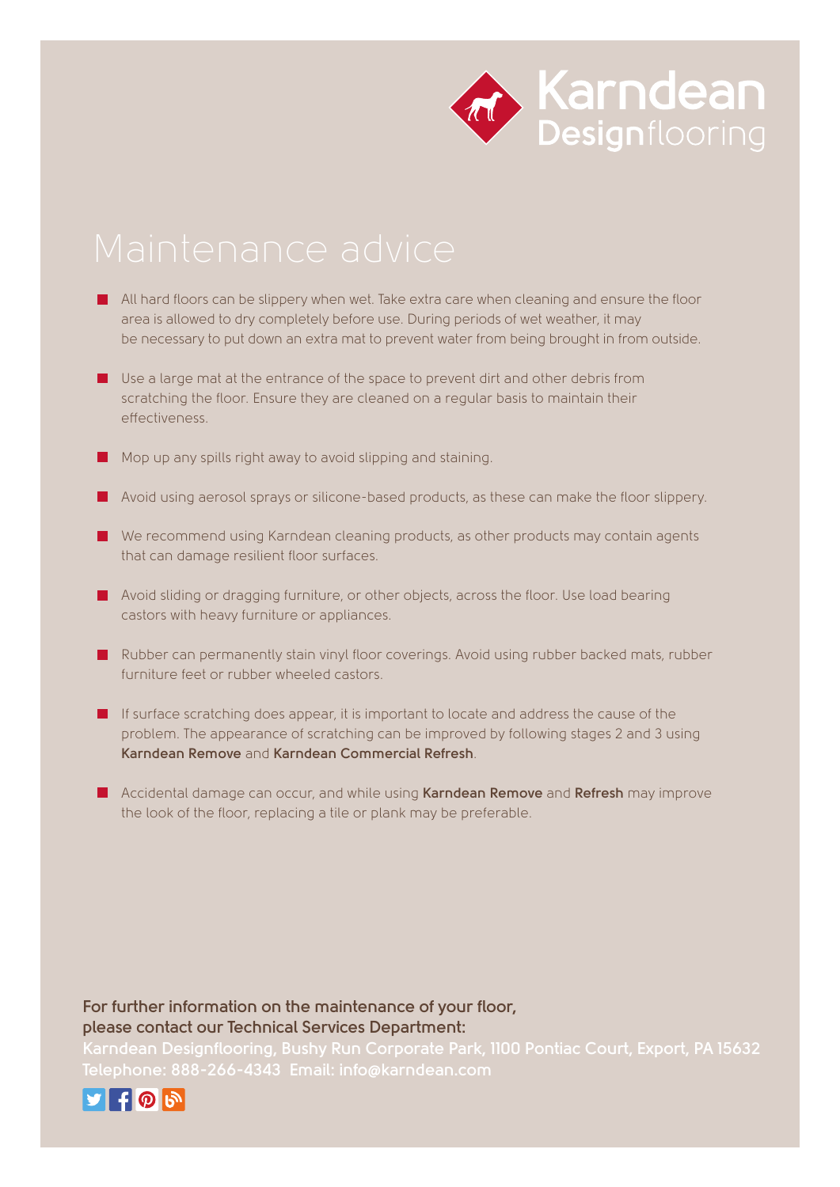Karndean Designflooring

# Maintenance advice

- All hard floors can be slippery when wet. Take extra care when cleaning and ensure the floor area is allowed to dry completely before use. During periods of wet weather, it may be necessary to put down an extra mat to prevent water from being brought in from outside.
- Use a large mat at the entrance of the space to prevent dirt and other debris from scratching the floor. Ensure they are cleaned on a regular basis to maintain their effectiveness.
- Mop up any spills right away to avoid slipping and staining.
- Avoid using aerosol sprays or silicone-based products, as these can make the floor slippery.
- We recommend using Karndean cleaning products, as other products may contain agents that can damage resilient floor surfaces.
- Avoid sliding or dragging furniture, or other objects, across the floor. Use load bearing castors with heavy furniture or appliances.
- Rubber can permanently stain vinyl floor coverings. Avoid using rubber backed mats, rubber furniture feet or rubber wheeled castors.
- If surface scratching does appear, it is important to locate and address the cause of the problem. The appearance of scratching can be improved by following stages 2 and 3 using **Karndean Remove** and **Karndean Commercial Refresh**.
- Accidental damage can occur, and while using **Karndean Remove** and **Refresh** may improve the look of the floor, replacing a tile or plank may be preferable.

**For further information on the maintenance of your floor, please contact our Technical Services Department:**

Karndean Designflooring, Bushy Run Corporate Park, 1100 Pontiac Court, Export, PA 15632
Telephone: 888-266-4343 Email: info@karndean.com